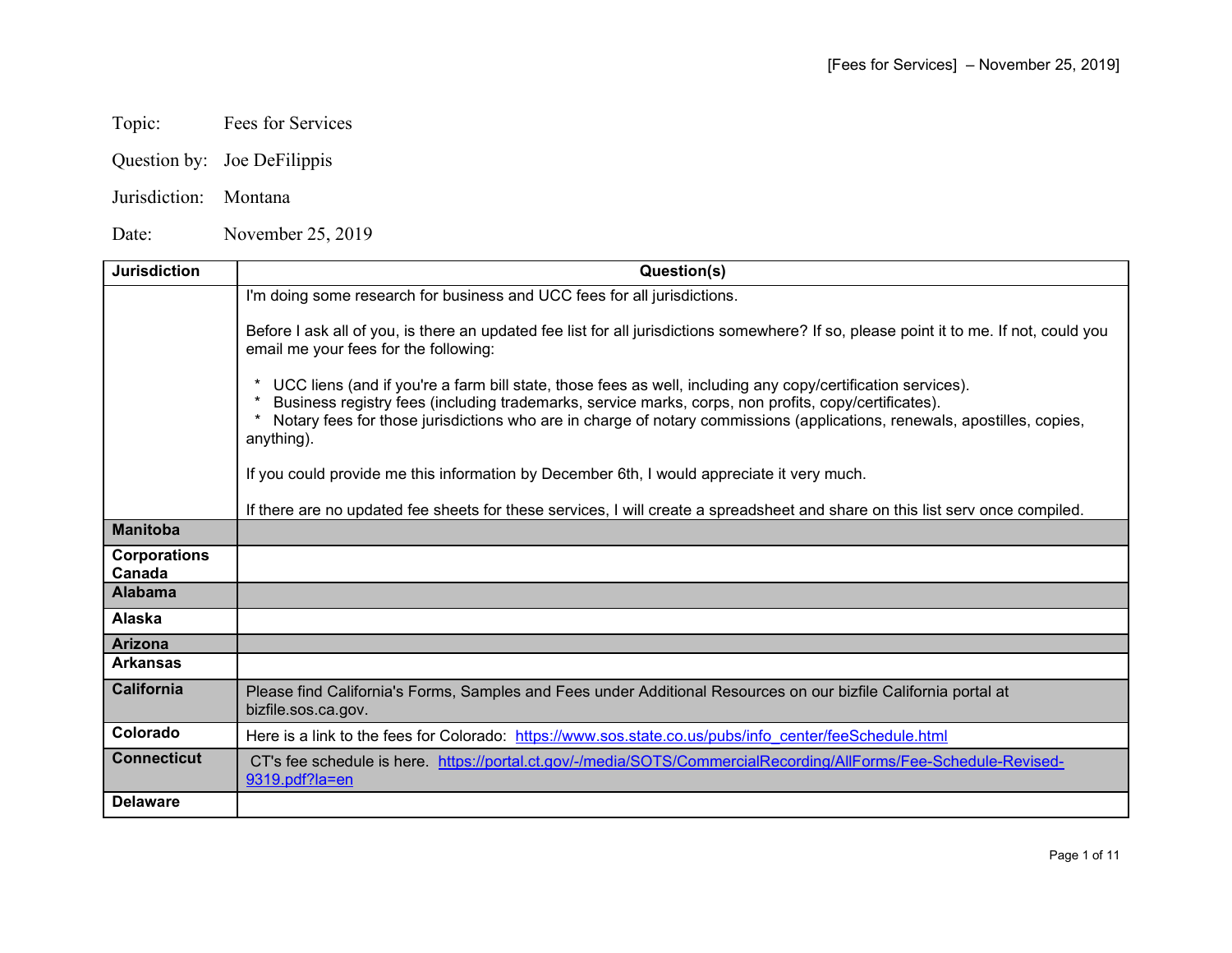Topic: Fees for Services

Question by: Joe DeFilippis

Jurisdiction: Montana

Date: November 25, 2019

| Jurisdiction | Question(s) |
|---|---|
| | I'm doing some research for business and UCC fees for all jurisdictions.<br><br>Before I ask all of you, is there an updated fee list for all jurisdictions somewhere? If so, please point it to me. If not, could you email me your fees for the following:<br><br>* UCC liens (and if you're a farm bill state, those fees as well, including any copy/certification services).<br>* Business registry fees (including trademarks, service marks, corps, non profits, copy/certificates).<br>* Notary fees for those jurisdictions who are in charge of notary commissions (applications, renewals, apostilles, copies, anything).<br><br>If you could provide me this information by December 6th, I would appreciate it very much.<br><br>If there are no updated fee sheets for these services, I will create a spreadsheet and share on this list serv once compiled. |
| **Manitoba** | |
| **Corporations Canada** | |
| **Alabama** | |
| **Alaska** | |
| **Arizona** | |
| **Arkansas** | |
| **California** | Please find California's Forms, Samples and Fees under Additional Resources on our bizfile California portal at bizfile.sos.ca.gov. |
| **Colorado** | Here is a link to the fees for Colorado: https://www.sos.state.co.us/pubs/info_center/feeSchedule.html |
| **Connecticut** | CT's fee schedule is here. https://portal.ct.gov/-/media/SOTS/CommercialRecording/AllForms/Fee-Schedule-Revised-9319.pdf?la=en |
| **Delaware** | |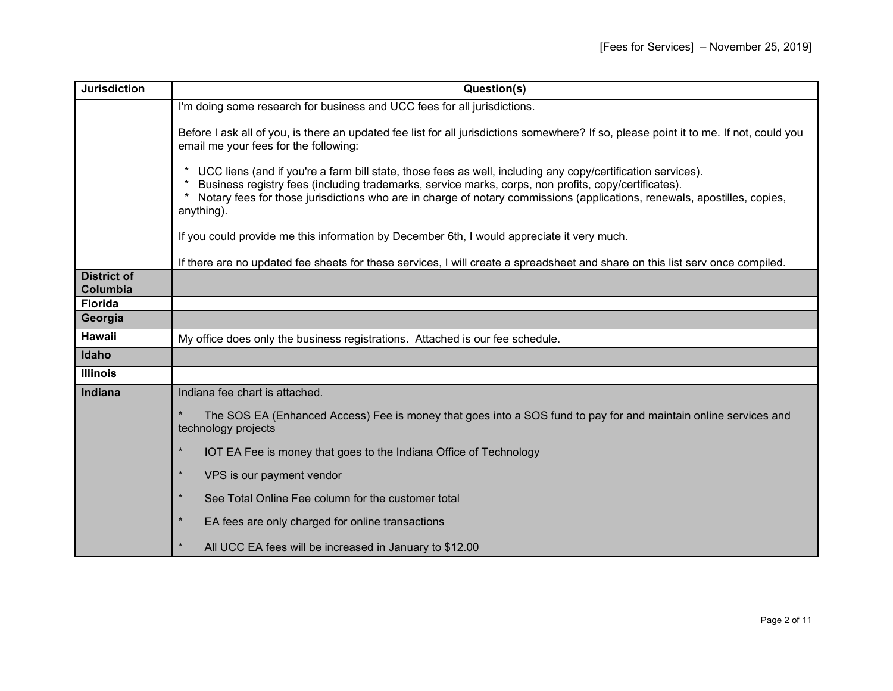| Jurisdiction | Question(s) |
|---|---|
| | I'm doing some research for business and UCC fees for all jurisdictions.<br><br>Before I ask all of you, is there an updated fee list for all jurisdictions somewhere? If so, please point it to me. If not, could you email me your fees for the following:<br><br>* UCC liens (and if you're a farm bill state, those fees as well, including any copy/certification services).<br>* Business registry fees (including trademarks, service marks, corps, non profits, copy/certificates).<br>* Notary fees for those jurisdictions who are in charge of notary commissions (applications, renewals, apostilles, copies, anything).<br><br>If you could provide me this information by December 6th, I would appreciate it very much.<br><br>If there are no updated fee sheets for these services, I will create a spreadsheet and share on this list serv once compiled. |
| **District of Columbia** | |
| **Florida** | |
| **Georgia** | |
| **Hawaii** | My office does only the business registrations. Attached is our fee schedule. |
| **Idaho** | |
| **Illinois** | |
| **Indiana** | Indiana fee chart is attached.<br><br>* The SOS EA (Enhanced Access) Fee is money that goes into a SOS fund to pay for and maintain online services and technology projects<br><br>* IOT EA Fee is money that goes to the Indiana Office of Technology<br><br>* VPS is our payment vendor<br><br>* See Total Online Fee column for the customer total<br><br>* EA fees are only charged for online transactions<br><br>* All UCC EA fees will be increased in January to $12.00 |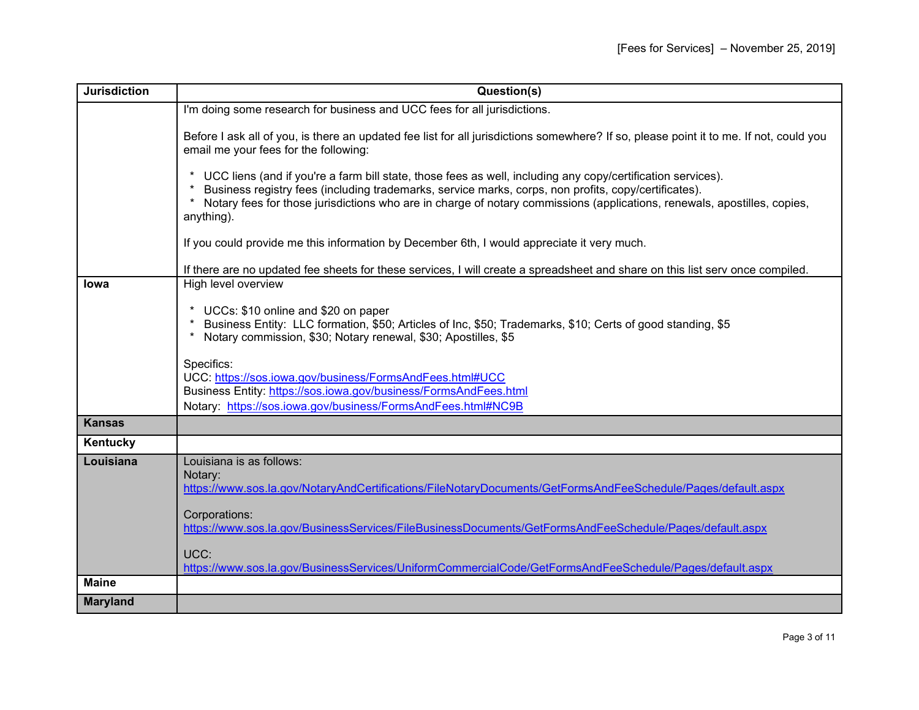| Jurisdiction | Question(s) |
| --- | --- |
| | I'm doing some research for business and UCC fees for all jurisdictions.<br><br>Before I ask all of you, is there an updated fee list for all jurisdictions somewhere? If so, please point it to me. If not, could you email me your fees for the following:<br><br>* UCC liens (and if you're a farm bill state, those fees as well, including any copy/certification services).<br>* Business registry fees (including trademarks, service marks, corps, non profits, copy/certificates).<br>* Notary fees for those jurisdictions who are in charge of notary commissions (applications, renewals, apostilles, copies, anything).<br><br>If you could provide me this information by December 6th, I would appreciate it very much.<br><br>If there are no updated fee sheets for these services, I will create a spreadsheet and share on this list serv once compiled. |
| **Iowa** | High level overview<br><br>* UCCs: $10 online and $20 on paper<br>* Business Entity: LLC formation, $50; Articles of Inc, $50; Trademarks, $10; Certs of good standing, $5<br>* Notary commission, $30; Notary renewal, $30; Apostilles, $5<br><br>Specifics:<br>UCC: https://sos.iowa.gov/business/FormsAndFees.html#UCC<br>Business Entity: https://sos.iowa.gov/business/FormsAndFees.html<br>Notary: https://sos.iowa.gov/business/FormsAndFees.html#NC9B |
| **Kansas** | |
| **Kentucky** | |
| **Louisiana** | Louisiana is as follows:<br>Notary:<br>https://www.sos.la.gov/NotaryAndCertifications/FileNotaryDocuments/GetFormsAndFeeSchedule/Pages/default.aspx<br><br>Corporations:<br>https://www.sos.la.gov/BusinessServices/FileBusinessDocuments/GetFormsAndFeeSchedule/Pages/default.aspx<br><br>UCC:<br>https://www.sos.la.gov/BusinessServices/UniformCommercialCode/GetFormsAndFeeSchedule/Pages/default.aspx |
| **Maine** | |
| **Maryland** | |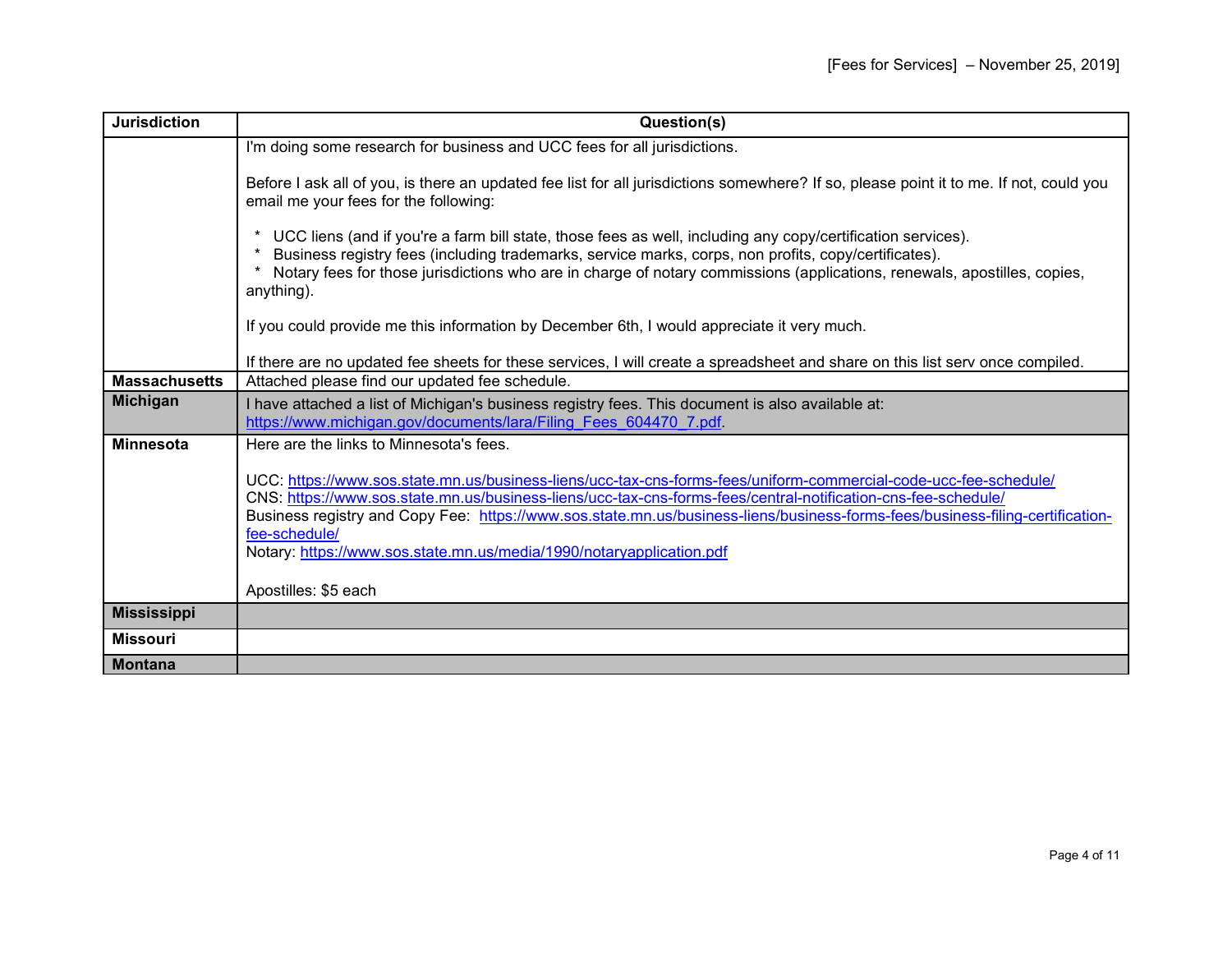| Jurisdiction | Question(s) |
|---|---|
| | I'm doing some research for business and UCC fees for all jurisdictions.<br><br>Before I ask all of you, is there an updated fee list for all jurisdictions somewhere? If so, please point it to me. If not, could you email me your fees for the following:<br><br>* UCC liens (and if you're a farm bill state, those fees as well, including any copy/certification services).<br>* Business registry fees (including trademarks, service marks, corps, non profits, copy/certificates).<br>* Notary fees for those jurisdictions who are in charge of notary commissions (applications, renewals, apostilles, copies, anything).<br><br>If you could provide me this information by December 6th, I would appreciate it very much.<br><br>If there are no updated fee sheets for these services, I will create a spreadsheet and share on this list serv once compiled. |
| **Massachusetts** | Attached please find our updated fee schedule. |
| **Michigan** | I have attached a list of Michigan's business registry fees. This document is also available at: https://www.michigan.gov/documents/lara/Filing_Fees_604470_7.pdf. |
| **Minnesota** | Here are the links to Minnesota's fees.<br><br>UCC: https://www.sos.state.mn.us/business-liens/ucc-tax-cns-forms-fees/uniform-commercial-code-ucc-fee-schedule/<br>CNS: https://www.sos.state.mn.us/business-liens/ucc-tax-cns-forms-fees/central-notification-cns-fee-schedule/<br>Business registry and Copy Fee: https://www.sos.state.mn.us/business-liens/business-forms-fees/business-filing-certification-fee-schedule/<br>Notary: https://www.sos.state.mn.us/media/1990/notaryapplication.pdf<br><br>Apostilles: $5 each |
| **Mississippi** | |
| **Missouri** | |
| **Montana** | |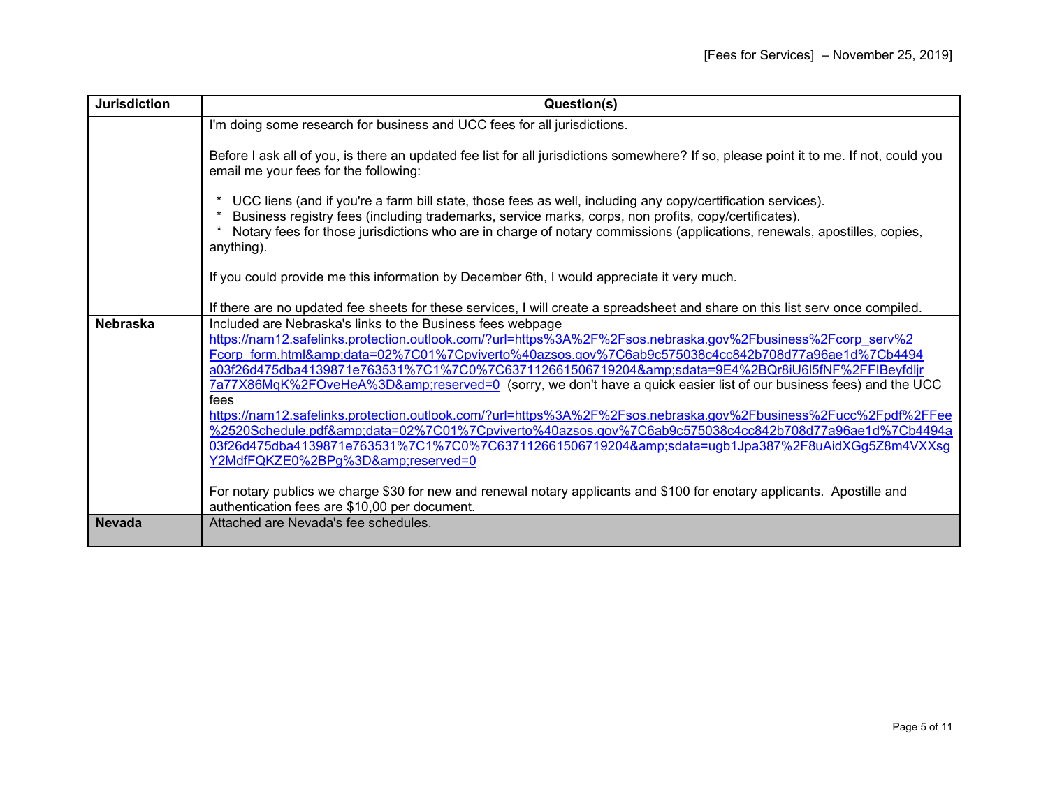| Jurisdiction | Question(s) |
| --- | --- |
| | I'm doing some research for business and UCC fees for all jurisdictions.<br><br>Before I ask all of you, is there an updated fee list for all jurisdictions somewhere? If so, please point it to me. If not, could you email me your fees for the following:<br><br>* UCC liens (and if you're a farm bill state, those fees as well, including any copy/certification services).<br>* Business registry fees (including trademarks, service marks, corps, non profits, copy/certificates).<br>* Notary fees for those jurisdictions who are in charge of notary commissions (applications, renewals, apostilles, copies, anything).<br><br>If you could provide me this information by December 6th, I would appreciate it very much.<br><br>If there are no updated fee sheets for these services, I will create a spreadsheet and share on this list serv once compiled. |
| **Nebraska** | Included are Nebraska's links to the Business fees webpage https://nam12.safelinks.protection.outlook.com/?url=https%3A%2F%2Fsos.nebraska.gov%2Fbusiness%2Fcorp_serv%2Fcorp_form.html&amp;data=02%7C01%7Cpviverto%40azsos.gov%7C6ab9c575038c4cc842b708d77a96ae1d%7Cb4494a03f26d475dba4139871e763531%7C1%7C0%7C637112661506719204&amp;sdata=9E4%2BQr8iU6l5fNF%2FFIBeyfdljr7a77X86MqK%2FOveHeA%3D&amp;reserved=0 (sorry, we don't have a quick easier list of our business fees) and the UCC fees https://nam12.safelinks.protection.outlook.com/?url=https%3A%2F%2Fsos.nebraska.gov%2Fbusiness%2Fucc%2Fpdf%2FFee%2520Schedule.pdf&amp;data=02%7C01%7Cpviverto%40azsos.gov%7C6ab9c575038c4cc842b708d77a96ae1d%7Cb4494a03f26d475dba4139871e763531%7C1%7C0%7C637112661506719204&amp;sdata=ugb1Jpa387%2F8uAidXGg5Z8m4VXXsgY2MdfFQKZE0%2BPg%3D&amp;reserved=0<br><br>For notary publics we charge $30 for new and renewal notary applicants and $100 for enotary applicants. Apostille and authentication fees are $10,00 per document. |
| **Nevada** | Attached are Nevada's fee schedules. |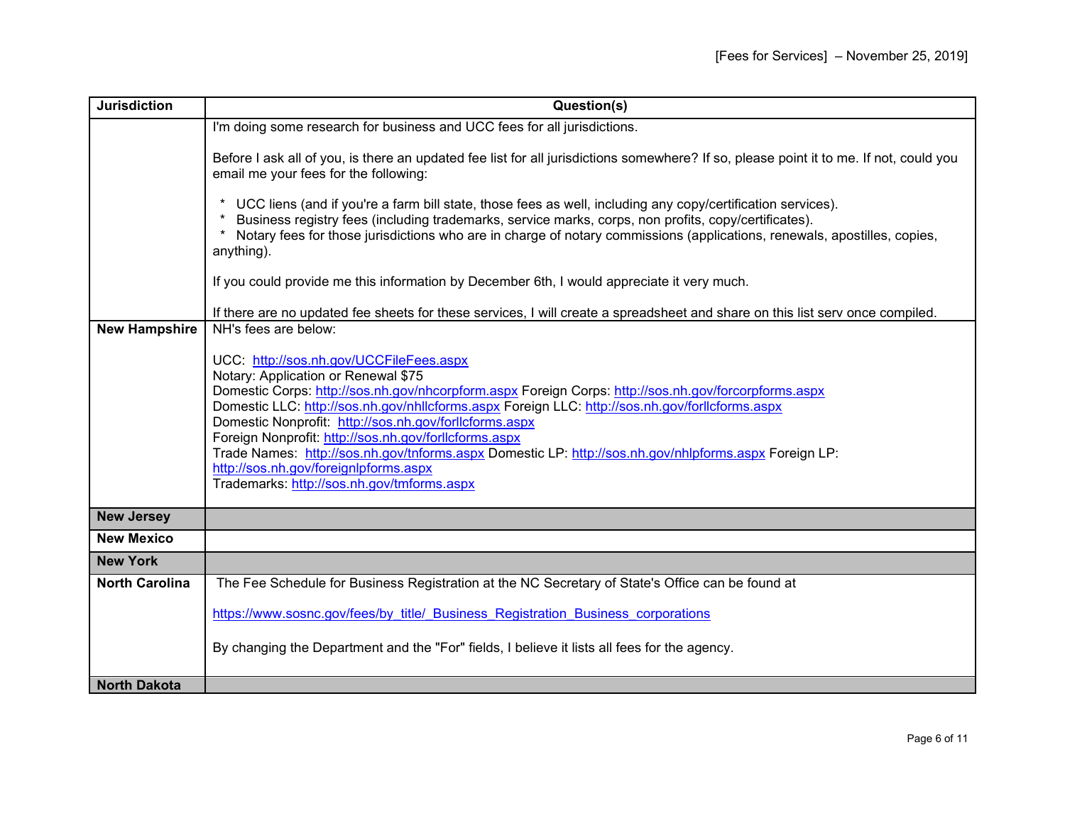| Jurisdiction | Question(s) |
|---|---|
| | I'm doing some research for business and UCC fees for all jurisdictions.<br><br>Before I ask all of you, is there an updated fee list for all jurisdictions somewhere? If so, please point it to me. If not, could you email me your fees for the following:<br><br>* UCC liens (and if you're a farm bill state, those fees as well, including any copy/certification services).<br>* Business registry fees (including trademarks, service marks, corps, non profits, copy/certificates).<br>* Notary fees for those jurisdictions who are in charge of notary commissions (applications, renewals, apostilles, copies, anything).<br><br>If you could provide me this information by December 6th, I would appreciate it very much.<br><br>If there are no updated fee sheets for these services, I will create a spreadsheet and share on this list serv once compiled. |
| **New Hampshire** | NH's fees are below:<br><br>UCC: http://sos.nh.gov/UCCFileFees.aspx<br>Notary: Application or Renewal $75<br>Domestic Corps: http://sos.nh.gov/nhcorpform.aspx Foreign Corps: http://sos.nh.gov/forcorpforms.aspx<br>Domestic LLC: http://sos.nh.gov/nhllcforms.aspx Foreign LLC: http://sos.nh.gov/forllcforms.aspx<br>Domestic Nonprofit: http://sos.nh.gov/forllcforms.aspx<br>Foreign Nonprofit: http://sos.nh.gov/forllcforms.aspx<br>Trade Names: http://sos.nh.gov/tnforms.aspx Domestic LP: http://sos.nh.gov/nhlpforms.aspx Foreign LP: http://sos.nh.gov/foreignlpforms.aspx<br>Trademarks: http://sos.nh.gov/tmforms.aspx |
| **New Jersey** | |
| **New Mexico** | |
| **New York** | |
| **North Carolina** | The Fee Schedule for Business Registration at the NC Secretary of State's Office can be found at<br><br>https://www.sosnc.gov/fees/by_title/_Business_Registration_Business_corporations<br><br>By changing the Department and the "For" fields, I believe it lists all fees for the agency. |
| **North Dakota** | |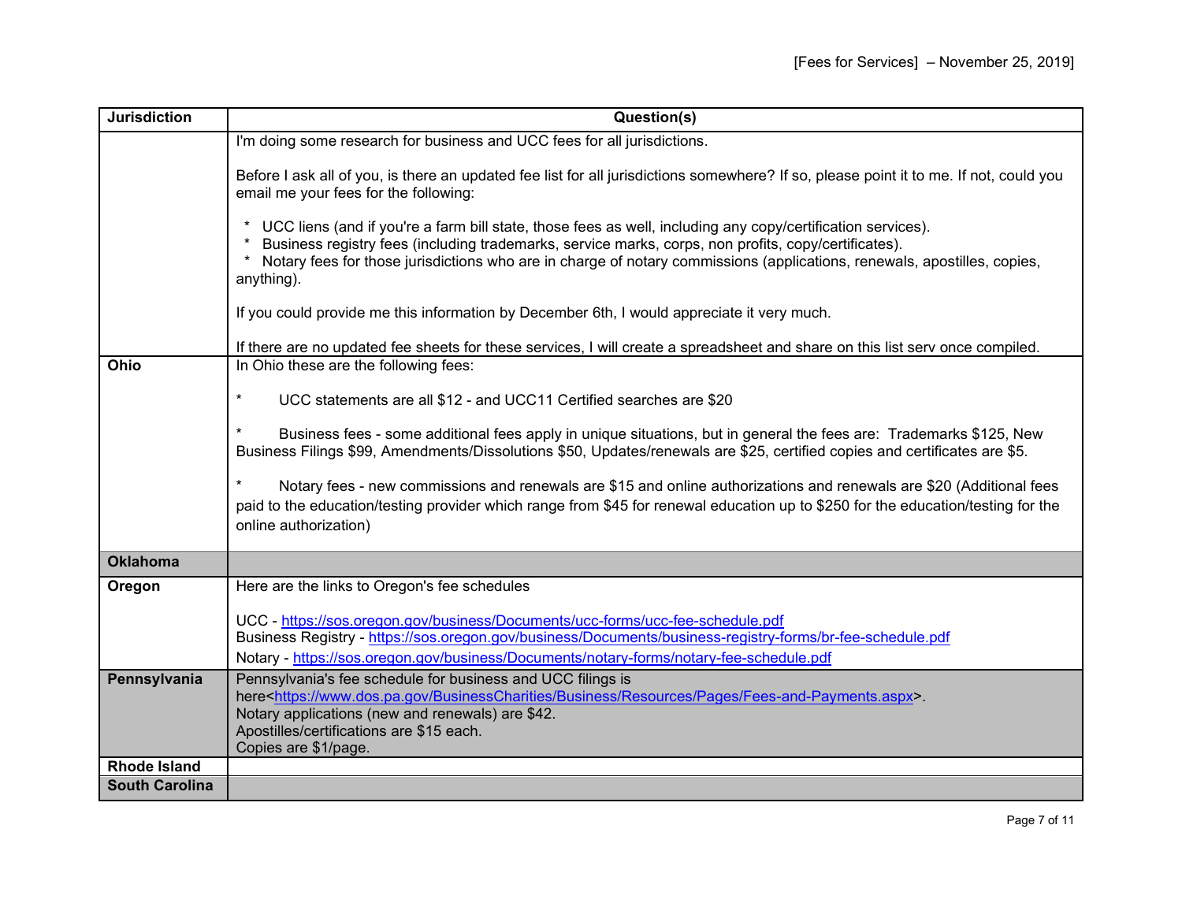| Jurisdiction | Question(s) |
| --- | --- |
| | I'm doing some research for business and UCC fees for all jurisdictions.<br><br>Before I ask all of you, is there an updated fee list for all jurisdictions somewhere? If so, please point it to me. If not, could you email me your fees for the following:<br><br>* UCC liens (and if you're a farm bill state, those fees as well, including any copy/certification services).<br>* Business registry fees (including trademarks, service marks, corps, non profits, copy/certificates).<br>* Notary fees for those jurisdictions who are in charge of notary commissions (applications, renewals, apostilles, copies, anything).<br><br>If you could provide me this information by December 6th, I would appreciate it very much.<br><br>If there are no updated fee sheets for these services, I will create a spreadsheet and share on this list serv once compiled. |
| **Ohio** | In Ohio these are the following fees:<br><br>* UCC statements are all $12 - and UCC11 Certified searches are $20<br><br>* Business fees - some additional fees apply in unique situations, but in general the fees are: Trademarks $125, New Business Filings $99, Amendments/Dissolutions $50, Updates/renewals are $25, certified copies and certificates are $5.<br><br>* Notary fees - new commissions and renewals are $15 and online authorizations and renewals are $20 (Additional fees paid to the education/testing provider which range from $45 for renewal education up to $250 for the education/testing for the online authorization) |
| **Oklahoma** | |
| **Oregon** | Here are the links to Oregon's fee schedules<br><br>UCC - https://sos.oregon.gov/business/Documents/ucc-forms/ucc-fee-schedule.pdf<br>Business Registry - https://sos.oregon.gov/business/Documents/business-registry-forms/br-fee-schedule.pdf<br>Notary - https://sos.oregon.gov/business/Documents/notary-forms/notary-fee-schedule.pdf |
| **Pennsylvania** | Pennsylvania's fee schedule for business and UCC filings is here<https://www.dos.pa.gov/BusinessCharities/Business/Resources/Pages/Fees-and-Payments.aspx>.<br>Notary applications (new and renewals) are $42.<br>Apostilles/certifications are $15 each.<br>Copies are $1/page. |
| **Rhode Island** | |
| **South Carolina** | |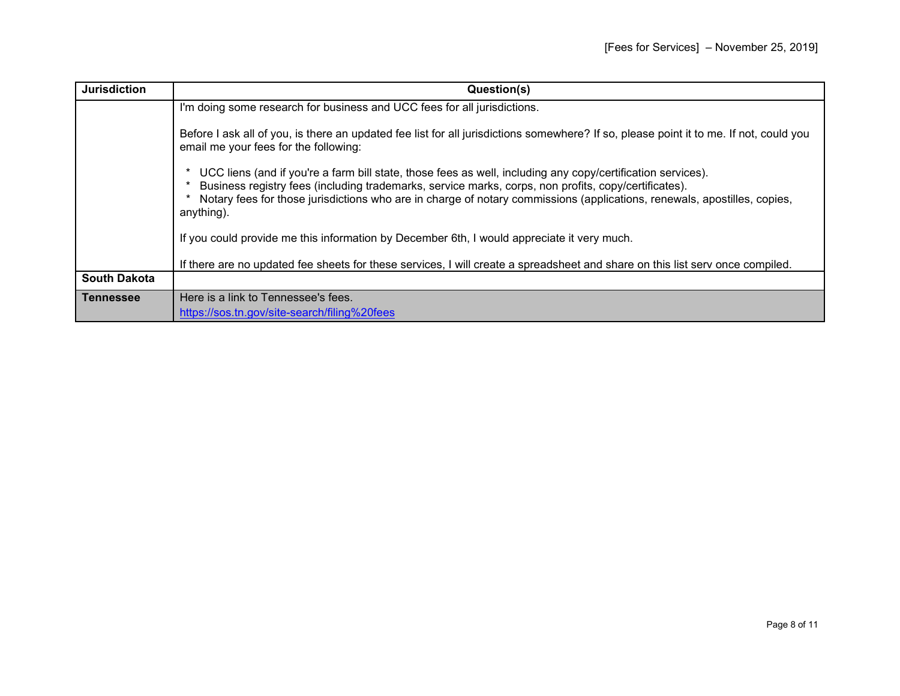| Jurisdiction | Question(s) |
|---|---|
| | I'm doing some research for business and UCC fees for all jurisdictions.<br><br>Before I ask all of you, is there an updated fee list for all jurisdictions somewhere? If so, please point it to me. If not, could you email me your fees for the following:<br><br>* UCC liens (and if you're a farm bill state, those fees as well, including any copy/certification services).<br>* Business registry fees (including trademarks, service marks, corps, non profits, copy/certificates).<br>* Notary fees for those jurisdictions who are in charge of notary commissions (applications, renewals, apostilles, copies, anything).<br><br>If you could provide me this information by December 6th, I would appreciate it very much.<br><br>If there are no updated fee sheets for these services, I will create a spreadsheet and share on this list serv once compiled. |
| **South Dakota** | |
| **Tennessee** | Here is a link to Tennessee's fees.<br>https://sos.tn.gov/site-search/filing%20fees |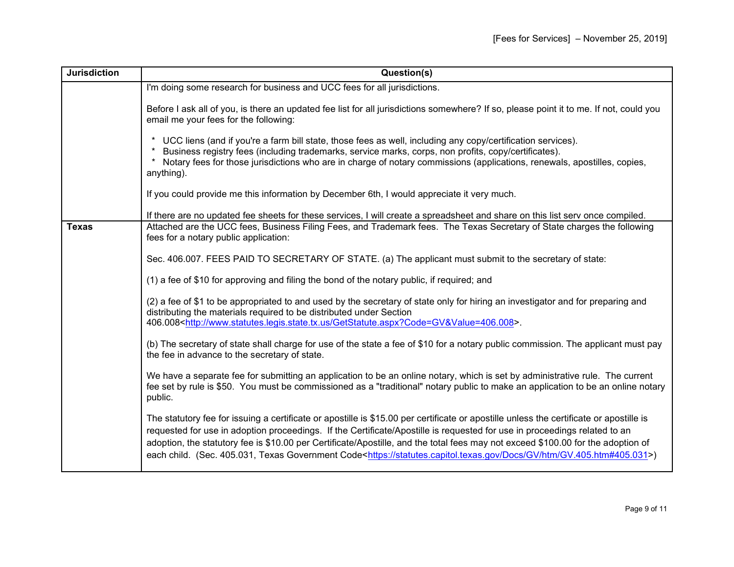| Jurisdiction | Question(s) |
|---|---|
| | I'm doing some research for business and UCC fees for all jurisdictions.<br><br>Before I ask all of you, is there an updated fee list for all jurisdictions somewhere? If so, please point it to me. If not, could you email me your fees for the following:<br><br>* UCC liens (and if you're a farm bill state, those fees as well, including any copy/certification services).<br>* Business registry fees (including trademarks, service marks, corps, non profits, copy/certificates).<br>* Notary fees for those jurisdictions who are in charge of notary commissions (applications, renewals, apostilles, copies, anything).<br><br>If you could provide me this information by December 6th, I would appreciate it very much.<br><br>If there are no updated fee sheets for these services, I will create a spreadsheet and share on this list serv once compiled. |
| **Texas** | Attached are the UCC fees, Business Filing Fees, and Trademark fees. The Texas Secretary of State charges the following fees for a notary public application:<br><br>Sec. 406.007. FEES PAID TO SECRETARY OF STATE. (a) The applicant must submit to the secretary of state:<br><br>(1) a fee of $10 for approving and filing the bond of the notary public, if required; and<br><br>(2) a fee of $1 to be appropriated to and used by the secretary of state only for hiring an investigator and for preparing and distributing the materials required to be distributed under Section 406.008<http://www.statutes.legis.state.tx.us/GetStatute.aspx?Code=GV&Value=406.008>.<br><br>(b) The secretary of state shall charge for use of the state a fee of $10 for a notary public commission. The applicant must pay the fee in advance to the secretary of state.<br><br>We have a separate fee for submitting an application to be an online notary, which is set by administrative rule. The current fee set by rule is $50. You must be commissioned as a "traditional" notary public to make an application to be an online notary public.<br><br>The statutory fee for issuing a certificate or apostille is $15.00 per certificate or apostille unless the certificate or apostille is requested for use in adoption proceedings. If the Certificate/Apostille is requested for use in proceedings related to an adoption, the statutory fee is $10.00 per Certificate/Apostille, and the total fees may not exceed $100.00 for the adoption of each child. (Sec. 405.031, Texas Government Code<https://statutes.capitol.texas.gov/Docs/GV/htm/GV.405.htm#405.031>) |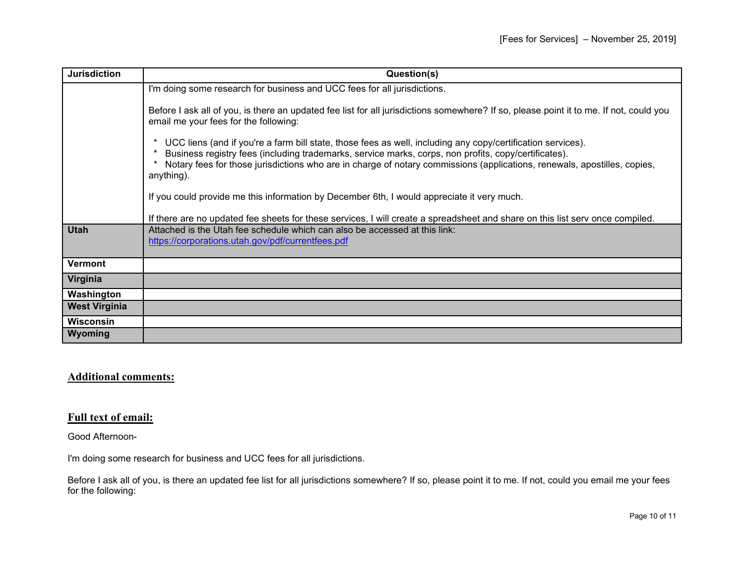| Jurisdiction | Question(s) |
|---|---|
| | I'm doing some research for business and UCC fees for all jurisdictions.<br><br>Before I ask all of you, is there an updated fee list for all jurisdictions somewhere? If so, please point it to me. If not, could you email me your fees for the following:<br><br>* UCC liens (and if you're a farm bill state, those fees as well, including any copy/certification services).<br>* Business registry fees (including trademarks, service marks, corps, non profits, copy/certificates).<br>* Notary fees for those jurisdictions who are in charge of notary commissions (applications, renewals, apostilles, copies, anything).<br><br>If you could provide me this information by December 6th, I would appreciate it very much.<br><br>If there are no updated fee sheets for these services, I will create a spreadsheet and share on this list serv once compiled. |
| **Utah** | Attached is the Utah fee schedule which can also be accessed at this link: https://corporations.utah.gov/pdf/currentfees.pdf |
| **Vermont** | |
| **Virginia** | |
| **Washington** | |
| **West Virginia** | |
| **Wisconsin** | |
| **Wyoming** | |

## Additional comments:

## Full text of email:

Good Afternoon-

I'm doing some research for business and UCC fees for all jurisdictions.

Before I ask all of you, is there an updated fee list for all jurisdictions somewhere? If so, please point it to me. If not, could you email me your fees for the following: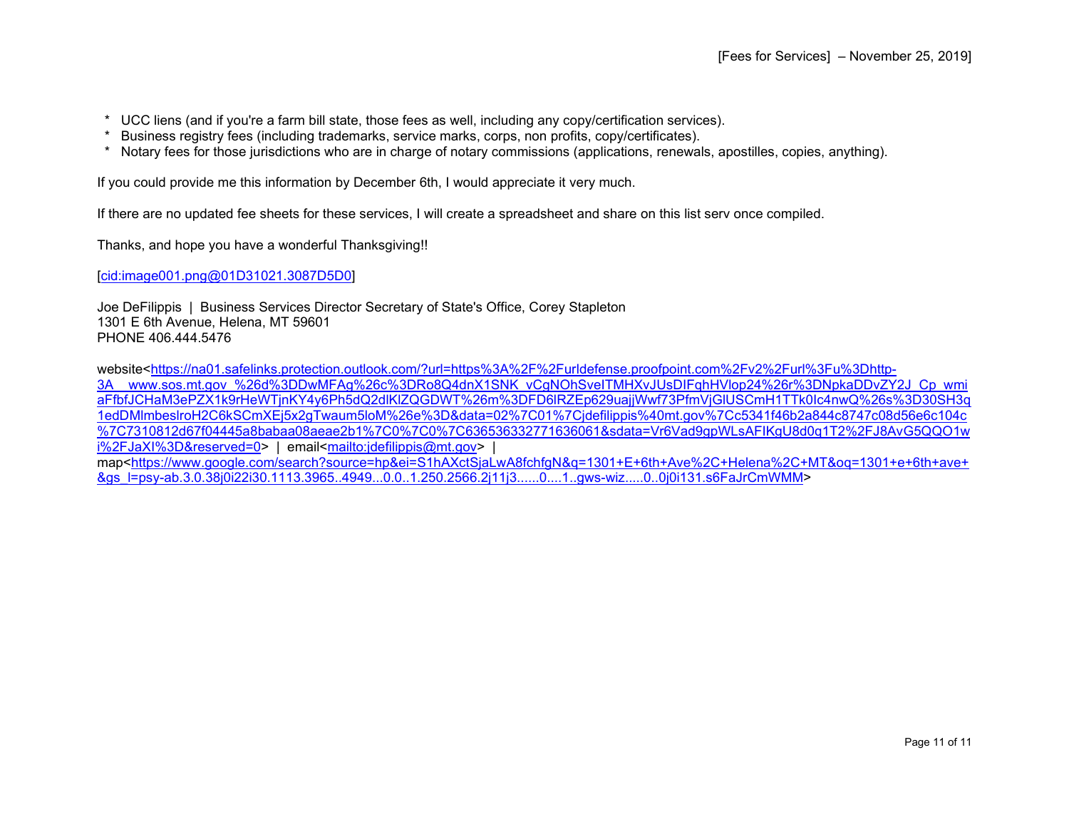* UCC liens (and if you're a farm bill state, those fees as well, including any copy/certification services).
* Business registry fees (including trademarks, service marks, corps, non profits, copy/certificates).
* Notary fees for those jurisdictions who are in charge of notary commissions (applications, renewals, apostilles, copies, anything).

If you could provide me this information by December 6th, I would appreciate it very much.

If there are no updated fee sheets for these services, I will create a spreadsheet and share on this list serv once compiled.

Thanks, and hope you have a wonderful Thanksgiving!!

[cid:image001.png@01D31021.3087D5D0]

Joe DeFilippis | Business Services Director Secretary of State's Office, Corey Stapleton
1301 E 6th Avenue, Helena, MT 59601
PHONE 406.444.5476

website<https://na01.safelinks.protection.outlook.com/?url=https%3A%2F%2Furldefense.proofpoint.com%2Fv2%2Furl%3Fu%3Dhttp-3A__www.sos.mt.gov_%26d%3DDwMFAg%26c%3DRo8Q4dnX1SNK_vCgNOhSveITMHXvJUsDIFqhHVlop24%26r%3DNpkaDDvZY2J_Cp_wmiaFfbfJCHaM3ePZX1k9rHeWTjnKY4y6Ph5dQ2dlKIZQGDWT%26m%3DFD6lRZEp629uajjWwf73PfmVjGlUSCmH1TTk0Ic4nwQ%26s%3D30SH3q1edDMlmbeslroH2C6kSCmXEj5x2gTwaum5loM%26e%3D&data=02%7C01%7Cjdefilippis%40mt.gov%7Cc5341f46b2a844c8747c08d56e6c104c%7C7310812d67f04445a8babaa08aeae2b1%7C0%7C0%7C636536332771636061&sdata=Vr6Vad9gpWLsAFIKgU8d0q1T2%2FJ8AvG5QQO1wi%2FJaXI%3D&reserved=0> | email<mailto:jdefilippis@mt.gov> | map<https://www.google.com/search?source=hp&ei=S1hAXctSjaLwA8fchfgN&q=1301+E+6th+Ave%2C+Helena%2C+MT&oq=1301+e+6th+ave+&gs_l=psy-ab.3.0.38j0i22i30.1113.3965..4949...0.0..1.250.2566.2j11j3......0....1..gws-wiz.....0..0j0i131.s6FaJrCmWMM>